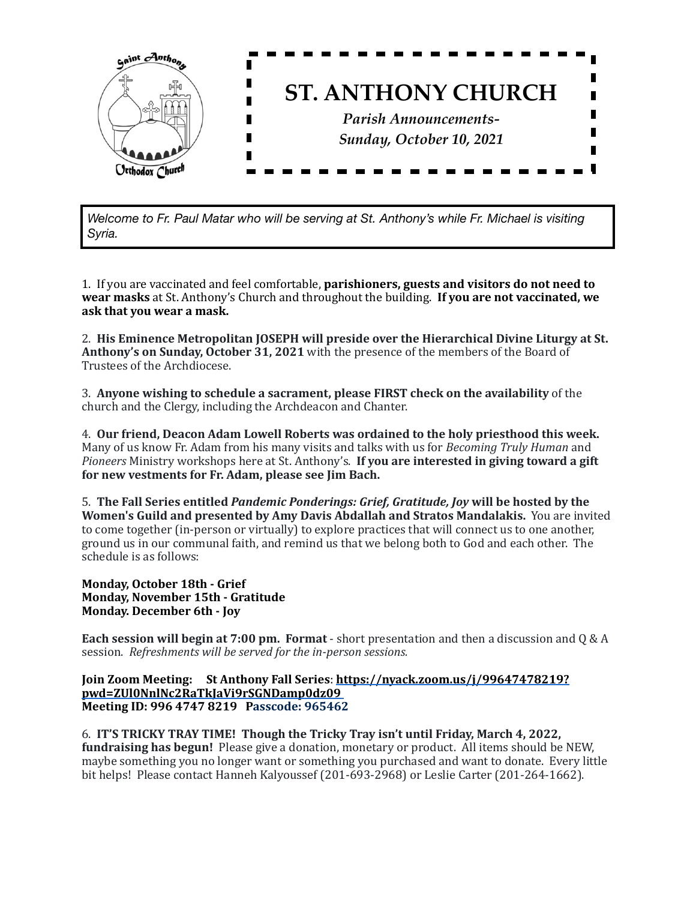# ST. ANTHONY CHURCH

*Parish Announcements-*
*Sunday, October 10, 2021*

*Welcome to Fr. Paul Matar who will be serving at St. Anthony's while Fr. Michael is visiting Syria.*

1. If you are vaccinated and feel comfortable, **parishioners, guests and visitors do not need to wear masks** at St. Anthony's Church and throughout the building. **If you are not vaccinated, we ask that you wear a mask.**

2. **His Eminence Metropolitan JOSEPH will preside over the Hierarchical Divine Liturgy at St. Anthony's on Sunday, October 31, 2021** with the presence of the members of the Board of Trustees of the Archdiocese.

3. **Anyone wishing to schedule a sacrament, please FIRST check on the availability** of the church and the Clergy, including the Archdeacon and Chanter.

4. **Our friend, Deacon Adam Lowell Roberts was ordained to the holy priesthood this week.** Many of us know Fr. Adam from his many visits and talks with us for *Becoming Truly Human* and *Pioneers* Ministry workshops here at St. Anthony's. **If you are interested in giving toward a gift for new vestments for Fr. Adam, please see Jim Bach.**

5. **The Fall Series entitled *Pandemic Ponderings: Grief, Gratitude, Joy* will be hosted by the Women's Guild and presented by Amy Davis Abdallah and Stratos Mandalakis.** You are invited to come together (in-person or virtually) to explore practices that will connect us to one another, ground us in our communal faith, and remind us that we belong both to God and each other. The schedule is as follows:

**Monday, October 18th - Grief**
**Monday, November 15th - Gratitude**
**Monday. December 6th - Joy**

**Each session will begin at 7:00 pm. Format** - short presentation and then a discussion and Q & A session. *Refreshments will be served for the in-person sessions.*

**Join Zoom Meeting: St Anthony Fall Series**: **https://nyack.zoom.us/j/99647478219?pwd=ZUl0NnlNc2RaTkJaVi9rSGNDamp0dz09**
**Meeting ID: 996 4747 8219 Passcode: 965462**

6. **IT'S TRICKY TRAY TIME! Though the Tricky Tray isn't until Friday, March 4, 2022, fundraising has begun!** Please give a donation, monetary or product. All items should be NEW, maybe something you no longer want or something you purchased and want to donate. Every little bit helps! Please contact Hanneh Kalyoussef (201-693-2968) or Leslie Carter (201-264-1662).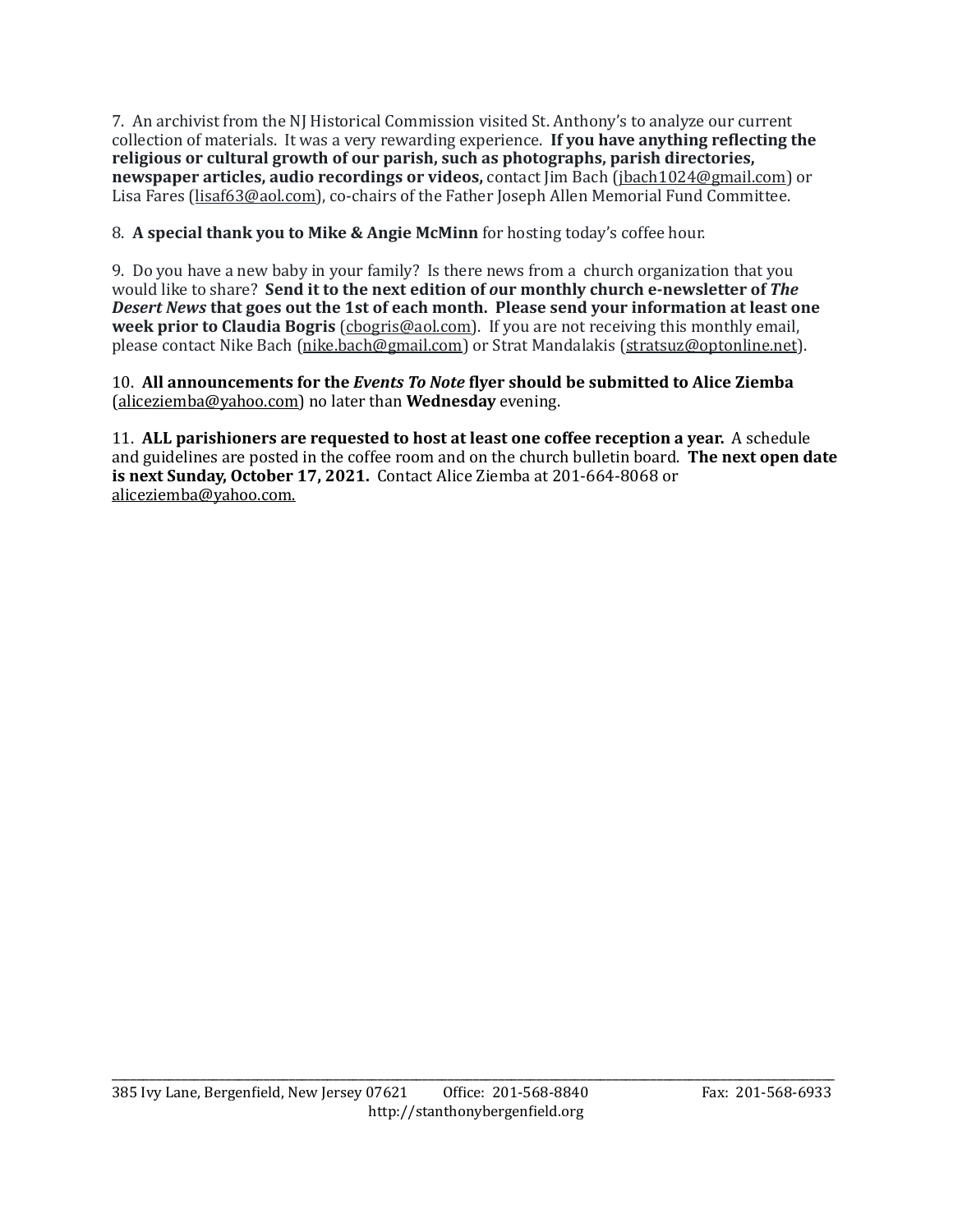7. An archivist from the NJ Historical Commission visited St. Anthony's to analyze our current collection of materials. It was a very rewarding experience. **If you have anything reflecting the religious or cultural growth of our parish, such as photographs, parish directories, newspaper articles, audio recordings or videos,** contact Jim Bach (jbach1024@gmail.com) or Lisa Fares (lisaf63@aol.com), co-chairs of the Father Joseph Allen Memorial Fund Committee.

8. **A special thank you to Mike & Angie McMinn** for hosting today's coffee hour.

9. Do you have a new baby in your family? Is there news from a church organization that you would like to share? **Send it to the next edition of *o*ur monthly church e-newsletter of *The Desert News* that goes out the 1st of each month. Please send your information at least one week prior to Claudia Bogris** (cbogris@aol.com). If you are not receiving this monthly email, please contact Nike Bach (nike.bach@gmail.com) or Strat Mandalakis (stratsuz@optonline.net).

10. **All announcements for the *Events To Note* flyer should be submitted to Alice Ziemba** (aliceziemba@yahoo.com) no later than **Wednesday** evening.

11. **ALL parishioners are requested to host at least one coffee reception a year.** A schedule and guidelines are posted in the coffee room and on the church bulletin board. **The next open date is next Sunday, October 17, 2021.** Contact Alice Ziemba at 201-664-8068 or aliceziemba@yahoo.com.